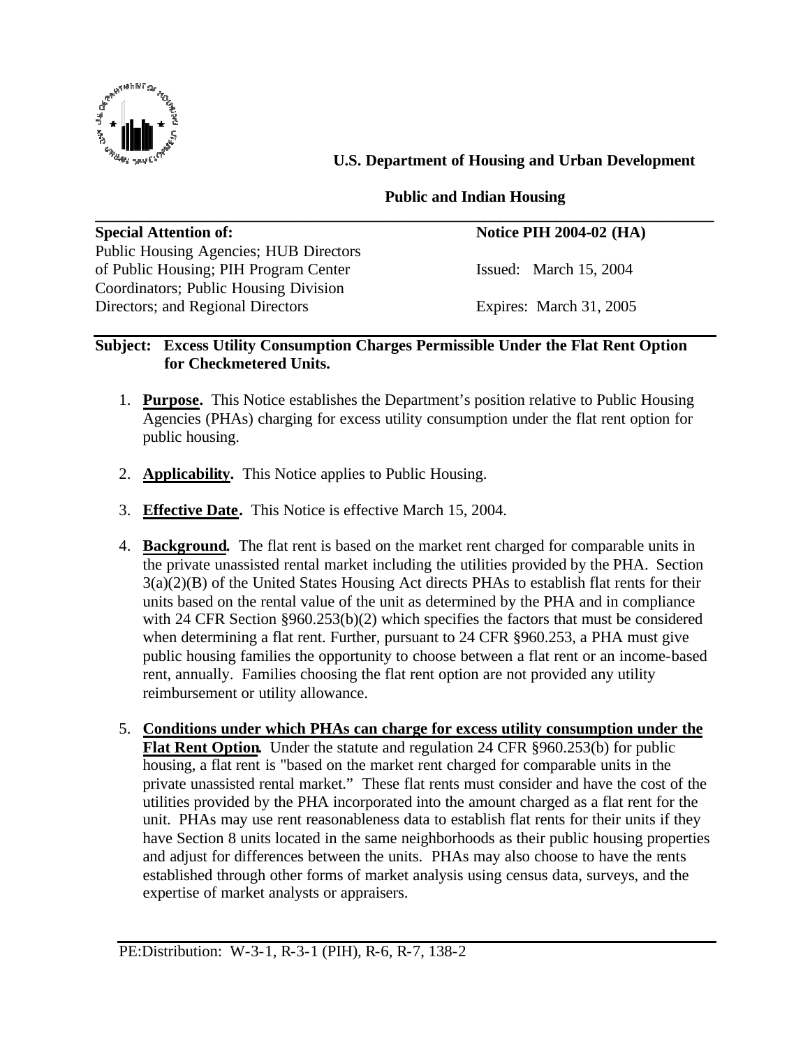**U.S. Department of Housing and Urban Development**

**Public and Indian Housing**

---

| **Special Attention of:** | **Notice PIH 2004-02 (HA)** |
| --- | --- |
| Public Housing Agencies; HUB Directors of Public Housing; PIH Program Center Coordinators; Public Housing Division Directors; and Regional Directors | Issued: March 15, 2004 |
| | Expires: March 31, 2005 |

---

**Subject: Excess Utility Consumption Charges Permissible Under the Flat Rent Option for Checkmetered Units.**

1. **Purpose.** This Notice establishes the Department's position relative to Public Housing Agencies (PHAs) charging for excess utility consumption under the flat rent option for public housing.

2. **Applicability.** This Notice applies to Public Housing.

3. **Effective Date.** This Notice is effective March 15, 2004.

4. **Background.** The flat rent is based on the market rent charged for comparable units in the private unassisted rental market including the utilities provided by the PHA. Section 3(a)(2)(B) of the United States Housing Act directs PHAs to establish flat rents for their units based on the rental value of the unit as determined by the PHA and in compliance with 24 CFR Section §960.253(b)(2) which specifies the factors that must be considered when determining a flat rent. Further, pursuant to 24 CFR §960.253, a PHA must give public housing families the opportunity to choose between a flat rent or an income-based rent, annually. Families choosing the flat rent option are not provided any utility reimbursement or utility allowance.

5. **Conditions under which PHAs can charge for excess utility consumption under the Flat Rent Option.** Under the statute and regulation 24 CFR §960.253(b) for public housing, a flat rent is "based on the market rent charged for comparable units in the private unassisted rental market." These flat rents must consider and have the cost of the utilities provided by the PHA incorporated into the amount charged as a flat rent for the unit. PHAs may use rent reasonableness data to establish flat rents for their units if they have Section 8 units located in the same neighborhoods as their public housing properties and adjust for differences between the units. PHAs may also choose to have the rents established through other forms of market analysis using census data, surveys, and the expertise of market analysts or appraisers.

---

PE:Distribution: W-3-1, R-3-1 (PIH), R-6, R-7, 138-2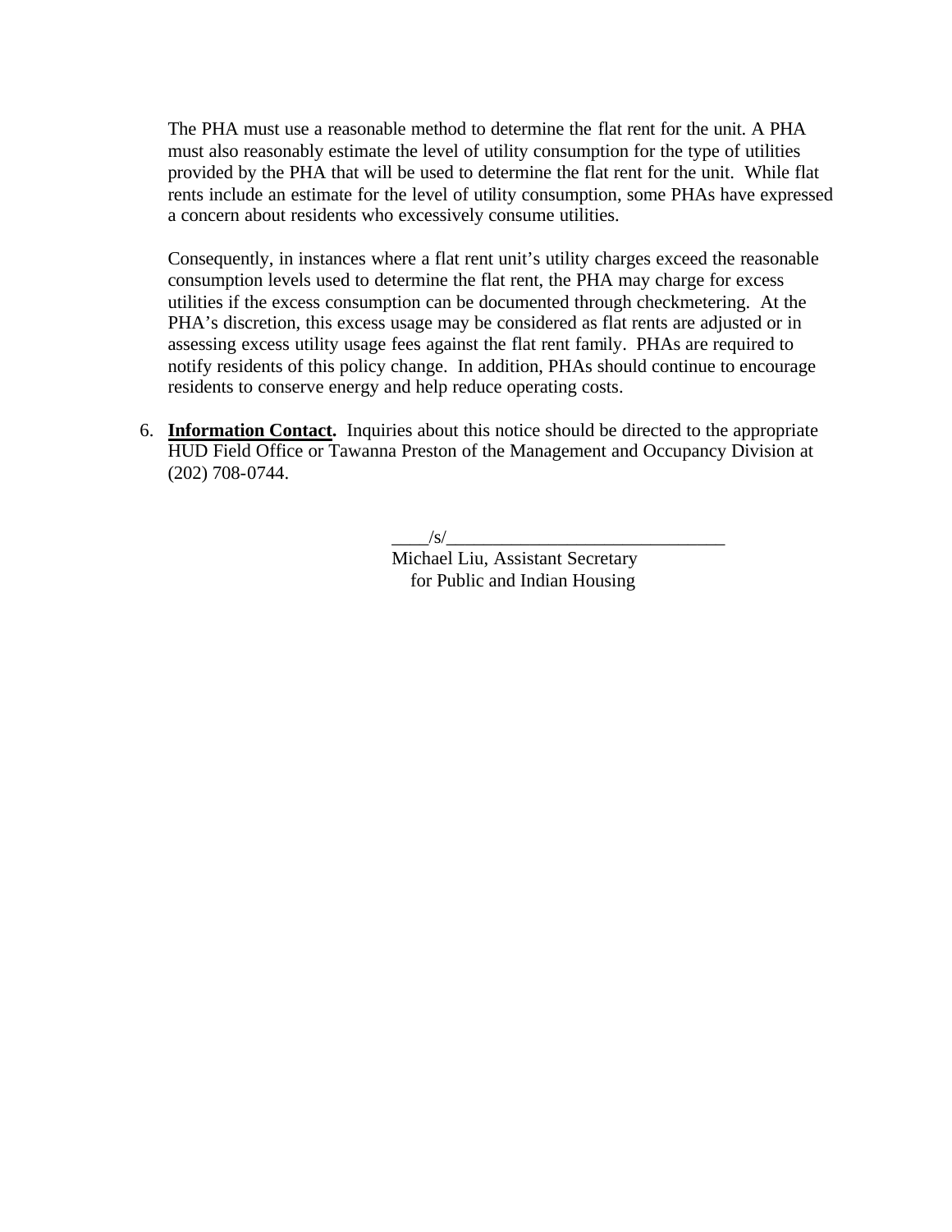The PHA must use a reasonable method to determine the flat rent for the unit. A PHA must also reasonably estimate the level of utility consumption for the type of utilities provided by the PHA that will be used to determine the flat rent for the unit. While flat rents include an estimate for the level of utility consumption, some PHAs have expressed a concern about residents who excessively consume utilities.

Consequently, in instances where a flat rent unit's utility charges exceed the reasonable consumption levels used to determine the flat rent, the PHA may charge for excess utilities if the excess consumption can be documented through checkmetering. At the PHA's discretion, this excess usage may be considered as flat rents are adjusted or in assessing excess utility usage fees against the flat rent family. PHAs are required to notify residents of this policy change. In addition, PHAs should continue to encourage residents to conserve energy and help reduce operating costs.

6. **Information Contact.** Inquiries about this notice should be directed to the appropriate HUD Field Office or Tawanna Preston of the Management and Occupancy Division at (202) 708-0744.

____/s/_______________________________
Michael Liu, Assistant Secretary
for Public and Indian Housing